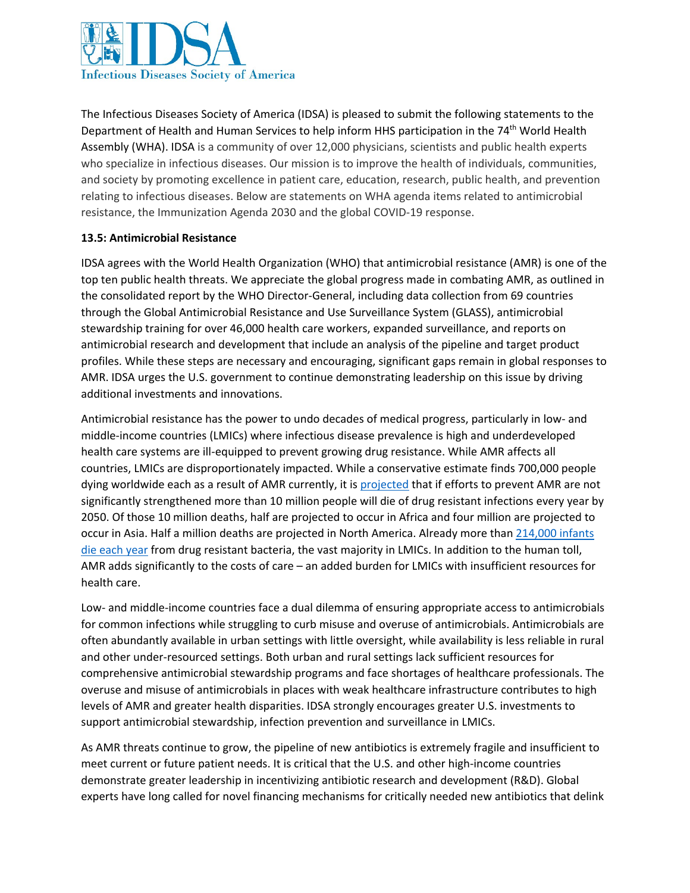Infectious Diseases Society of America

The Infectious Diseases Society of America (IDSA) is pleased to submit the following statements to the Department of Health and Human Services to help inform HHS participation in the 74th World Health Assembly (WHA). IDSA is a community of over 12,000 physicians, scientists and public health experts who specialize in infectious diseases. Our mission is to improve the health of individuals, communities, and society by promoting excellence in patient care, education, research, public health, and prevention relating to infectious diseases. Below are statements on WHA agenda items related to antimicrobial resistance, the Immunization Agenda 2030 and the global COVID-19 response.

**13.5: Antimicrobial Resistance**

IDSA agrees with the World Health Organization (WHO) that antimicrobial resistance (AMR) is one of the top ten public health threats. We appreciate the global progress made in combating AMR, as outlined in the consolidated report by the WHO Director-General, including data collection from 69 countries through the Global Antimicrobial Resistance and Use Surveillance System (GLASS), antimicrobial stewardship training for over 46,000 health care workers, expanded surveillance, and reports on antimicrobial research and development that include an analysis of the pipeline and target product profiles. While these steps are necessary and encouraging, significant gaps remain in global responses to AMR. IDSA urges the U.S. government to continue demonstrating leadership on this issue by driving additional investments and innovations.

Antimicrobial resistance has the power to undo decades of medical progress, particularly in low- and middle-income countries (LMICs) where infectious disease prevalence is high and underdeveloped health care systems are ill-equipped to prevent growing drug resistance. While AMR affects all countries, LMICs are disproportionately impacted. While a conservative estimate finds 700,000 people dying worldwide each as a result of AMR currently, it is projected that if efforts to prevent AMR are not significantly strengthened more than 10 million people will die of drug resistant infections every year by 2050. Of those 10 million deaths, half are projected to occur in Africa and four million are projected to occur in Asia. Half a million deaths are projected in North America. Already more than 214,000 infants die each year from drug resistant bacteria, the vast majority in LMICs. In addition to the human toll, AMR adds significantly to the costs of care – an added burden for LMICs with insufficient resources for health care.

Low- and middle-income countries face a dual dilemma of ensuring appropriate access to antimicrobials for common infections while struggling to curb misuse and overuse of antimicrobials. Antimicrobials are often abundantly available in urban settings with little oversight, while availability is less reliable in rural and other under-resourced settings. Both urban and rural settings lack sufficient resources for comprehensive antimicrobial stewardship programs and face shortages of healthcare professionals. The overuse and misuse of antimicrobials in places with weak healthcare infrastructure contributes to high levels of AMR and greater health disparities. IDSA strongly encourages greater U.S. investments to support antimicrobial stewardship, infection prevention and surveillance in LMICs.

As AMR threats continue to grow, the pipeline of new antibiotics is extremely fragile and insufficient to meet current or future patient needs. It is critical that the U.S. and other high-income countries demonstrate greater leadership in incentivizing antibiotic research and development (R&D). Global experts have long called for novel financing mechanisms for critically needed new antibiotics that delink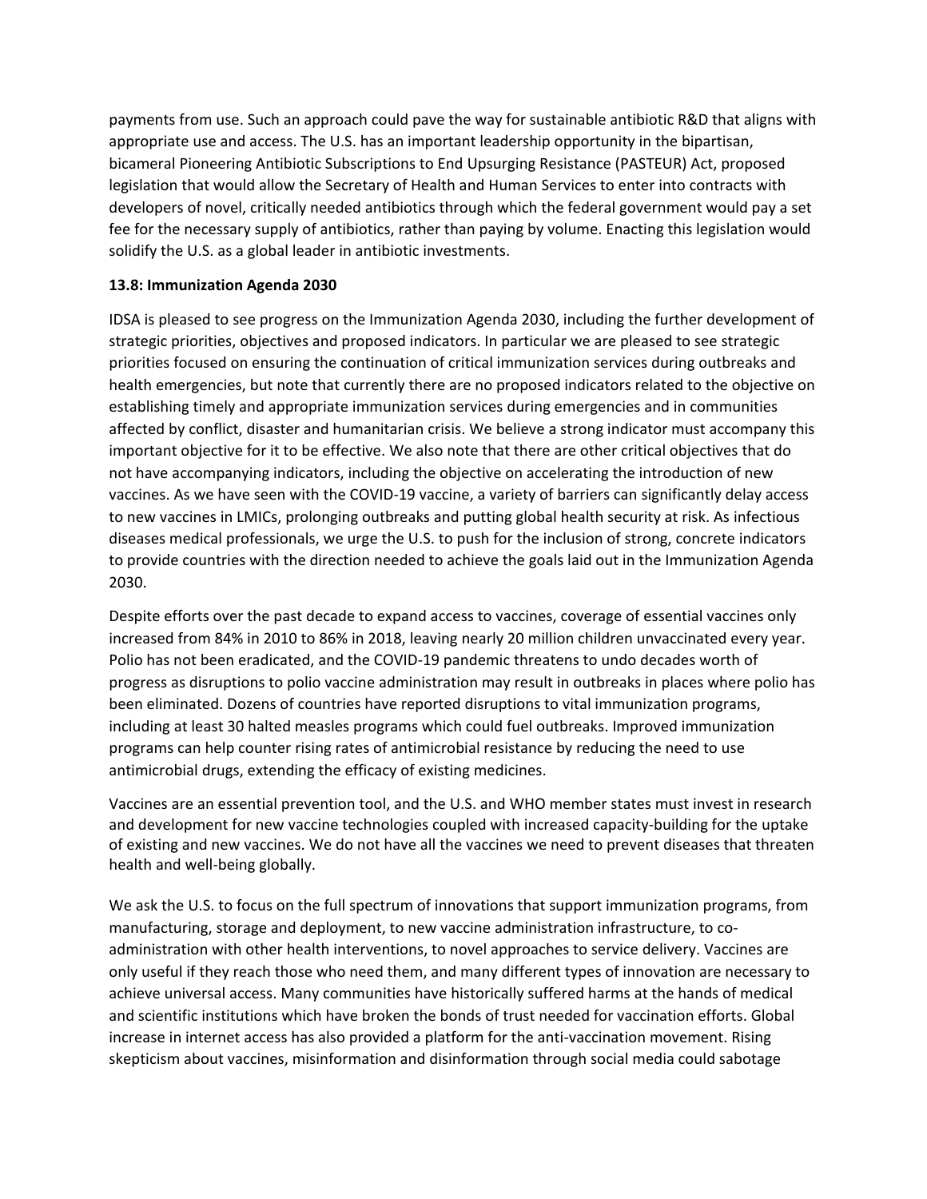payments from use. Such an approach could pave the way for sustainable antibiotic R&D that aligns with appropriate use and access. The U.S. has an important leadership opportunity in the bipartisan, bicameral Pioneering Antibiotic Subscriptions to End Upsurging Resistance (PASTEUR) Act, proposed legislation that would allow the Secretary of Health and Human Services to enter into contracts with developers of novel, critically needed antibiotics through which the federal government would pay a set fee for the necessary supply of antibiotics, rather than paying by volume. Enacting this legislation would solidify the U.S. as a global leader in antibiotic investments.

**13.8: Immunization Agenda 2030**

IDSA is pleased to see progress on the Immunization Agenda 2030, including the further development of strategic priorities, objectives and proposed indicators. In particular we are pleased to see strategic priorities focused on ensuring the continuation of critical immunization services during outbreaks and health emergencies, but note that currently there are no proposed indicators related to the objective on establishing timely and appropriate immunization services during emergencies and in communities affected by conflict, disaster and humanitarian crisis. We believe a strong indicator must accompany this important objective for it to be effective. We also note that there are other critical objectives that do not have accompanying indicators, including the objective on accelerating the introduction of new vaccines. As we have seen with the COVID-19 vaccine, a variety of barriers can significantly delay access to new vaccines in LMICs, prolonging outbreaks and putting global health security at risk. As infectious diseases medical professionals, we urge the U.S. to push for the inclusion of strong, concrete indicators to provide countries with the direction needed to achieve the goals laid out in the Immunization Agenda 2030.

Despite efforts over the past decade to expand access to vaccines, coverage of essential vaccines only increased from 84% in 2010 to 86% in 2018, leaving nearly 20 million children unvaccinated every year. Polio has not been eradicated, and the COVID-19 pandemic threatens to undo decades worth of progress as disruptions to polio vaccine administration may result in outbreaks in places where polio has been eliminated. Dozens of countries have reported disruptions to vital immunization programs, including at least 30 halted measles programs which could fuel outbreaks. Improved immunization programs can help counter rising rates of antimicrobial resistance by reducing the need to use antimicrobial drugs, extending the efficacy of existing medicines.

Vaccines are an essential prevention tool, and the U.S. and WHO member states must invest in research and development for new vaccine technologies coupled with increased capacity-building for the uptake of existing and new vaccines. We do not have all the vaccines we need to prevent diseases that threaten health and well-being globally.

We ask the U.S. to focus on the full spectrum of innovations that support immunization programs, from manufacturing, storage and deployment, to new vaccine administration infrastructure, to co-administration with other health interventions, to novel approaches to service delivery. Vaccines are only useful if they reach those who need them, and many different types of innovation are necessary to achieve universal access. Many communities have historically suffered harms at the hands of medical and scientific institutions which have broken the bonds of trust needed for vaccination efforts. Global increase in internet access has also provided a platform for the anti-vaccination movement. Rising skepticism about vaccines, misinformation and disinformation through social media could sabotage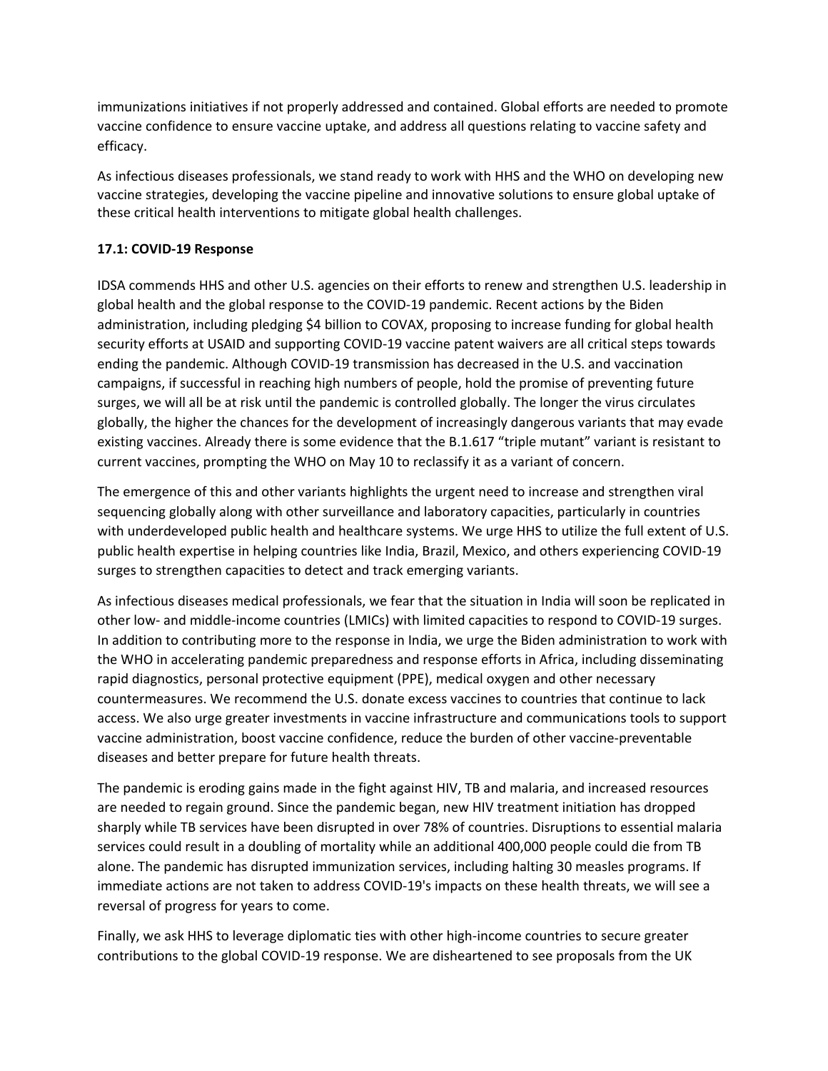immunizations initiatives if not properly addressed and contained. Global efforts are needed to promote vaccine confidence to ensure vaccine uptake, and address all questions relating to vaccine safety and efficacy.

As infectious diseases professionals, we stand ready to work with HHS and the WHO on developing new vaccine strategies, developing the vaccine pipeline and innovative solutions to ensure global uptake of these critical health interventions to mitigate global health challenges.

**17.1: COVID-19 Response**

IDSA commends HHS and other U.S. agencies on their efforts to renew and strengthen U.S. leadership in global health and the global response to the COVID-19 pandemic. Recent actions by the Biden administration, including pledging $4 billion to COVAX, proposing to increase funding for global health security efforts at USAID and supporting COVID-19 vaccine patent waivers are all critical steps towards ending the pandemic. Although COVID-19 transmission has decreased in the U.S. and vaccination campaigns, if successful in reaching high numbers of people, hold the promise of preventing future surges, we will all be at risk until the pandemic is controlled globally. The longer the virus circulates globally, the higher the chances for the development of increasingly dangerous variants that may evade existing vaccines. Already there is some evidence that the B.1.617 "triple mutant" variant is resistant to current vaccines, prompting the WHO on May 10 to reclassify it as a variant of concern.

The emergence of this and other variants highlights the urgent need to increase and strengthen viral sequencing globally along with other surveillance and laboratory capacities, particularly in countries with underdeveloped public health and healthcare systems. We urge HHS to utilize the full extent of U.S. public health expertise in helping countries like India, Brazil, Mexico, and others experiencing COVID-19 surges to strengthen capacities to detect and track emerging variants.

As infectious diseases medical professionals, we fear that the situation in India will soon be replicated in other low- and middle-income countries (LMICs) with limited capacities to respond to COVID-19 surges. In addition to contributing more to the response in India, we urge the Biden administration to work with the WHO in accelerating pandemic preparedness and response efforts in Africa, including disseminating rapid diagnostics, personal protective equipment (PPE), medical oxygen and other necessary countermeasures. We recommend the U.S. donate excess vaccines to countries that continue to lack access. We also urge greater investments in vaccine infrastructure and communications tools to support vaccine administration, boost vaccine confidence, reduce the burden of other vaccine-preventable diseases and better prepare for future health threats.

The pandemic is eroding gains made in the fight against HIV, TB and malaria, and increased resources are needed to regain ground. Since the pandemic began, new HIV treatment initiation has dropped sharply while TB services have been disrupted in over 78% of countries. Disruptions to essential malaria services could result in a doubling of mortality while an additional 400,000 people could die from TB alone. The pandemic has disrupted immunization services, including halting 30 measles programs. If immediate actions are not taken to address COVID-19's impacts on these health threats, we will see a reversal of progress for years to come.

Finally, we ask HHS to leverage diplomatic ties with other high-income countries to secure greater contributions to the global COVID-19 response. We are disheartened to see proposals from the UK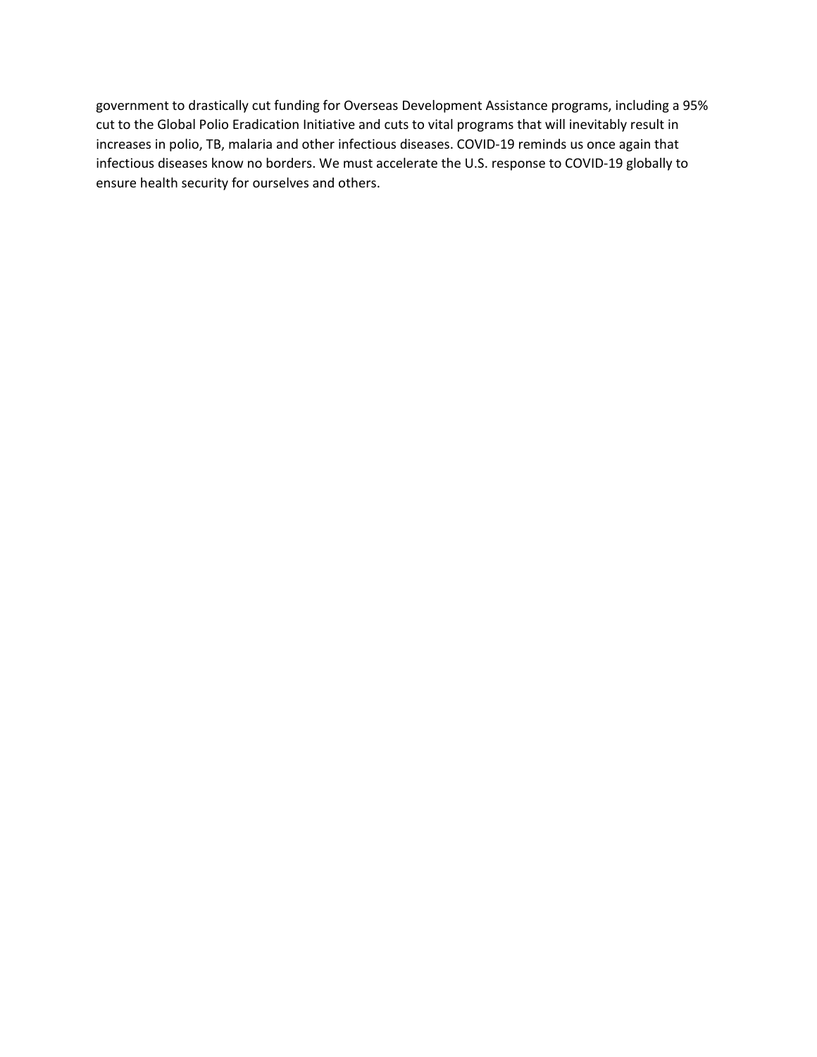government to drastically cut funding for Overseas Development Assistance programs, including a 95% cut to the Global Polio Eradication Initiative and cuts to vital programs that will inevitably result in increases in polio, TB, malaria and other infectious diseases. COVID-19 reminds us once again that infectious diseases know no borders. We must accelerate the U.S. response to COVID-19 globally to ensure health security for ourselves and others.